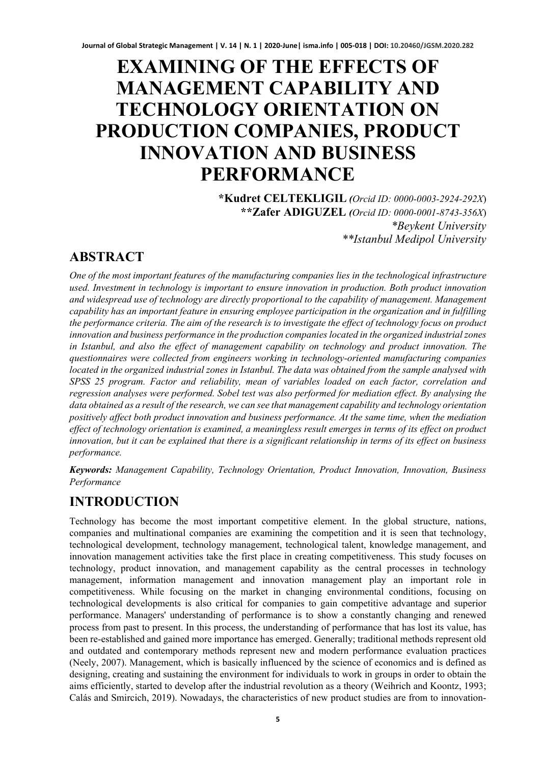# EXAMINING OF THE EFFECTS OF MANAGEMENT CAPABILITY AND TECHNOLOGY ORIENTATION ON PRODUCTION COMPANIES, PRODUCT INNOVATION AND BUSINESS PERFORMANCE

**\*Kudret CELTEKLIGIL** *(Orcid ID: 0000-0003-2924-292X)*
**\*\*Zafer ADIGUZEL** *(Orcid ID: 0000-0001-8743-356X)*
*\*Beykent University*
*\*\*Istanbul Medipol University*

## ABSTRACT

*One of the most important features of the manufacturing companies lies in the technological infrastructure used. Investment in technology is important to ensure innovation in production. Both product innovation and widespread use of technology are directly proportional to the capability of management. Management capability has an important feature in ensuring employee participation in the organization and in fulfilling the performance criteria. The aim of the research is to investigate the effect of technology focus on product innovation and business performance in the production companies located in the organized industrial zones in Istanbul, and also the effect of management capability on technology and product innovation. The questionnaires were collected from engineers working in technology-oriented manufacturing companies located in the organized industrial zones in Istanbul. The data was obtained from the sample analysed with SPSS 25 program. Factor and reliability, mean of variables loaded on each factor, correlation and regression analyses were performed. Sobel test was also performed for mediation effect. By analysing the data obtained as a result of the research, we can see that management capability and technology orientation positively affect both product innovation and business performance. At the same time, when the mediation effect of technology orientation is examined, a meaningless result emerges in terms of its effect on product innovation, but it can be explained that there is a significant relationship in terms of its effect on business performance.*

***Keywords:*** *Management Capability, Technology Orientation, Product Innovation, Innovation, Business Performance*

## INTRODUCTION

Technology has become the most important competitive element. In the global structure, nations, companies and multinational companies are examining the competition and it is seen that technology, technological development, technology management, technological talent, knowledge management, and innovation management activities take the first place in creating competitiveness. This study focuses on technology, product innovation, and management capability as the central processes in technology management, information management and innovation management play an important role in competitiveness. While focusing on the market in changing environmental conditions, focusing on technological developments is also critical for companies to gain competitive advantage and superior performance. Managers' understanding of performance is to show a constantly changing and renewed process from past to present. In this process, the understanding of performance that has lost its value, has been re-established and gained more importance has emerged. Generally; traditional methods represent old and outdated and contemporary methods represent new and modern performance evaluation practices (Neely, 2007). Management, which is basically influenced by the science of economics and is defined as designing, creating and sustaining the environment for individuals to work in groups in order to obtain the aims efficiently, started to develop after the industrial revolution as a theory (Weihrich and Koontz, 1993; Calás and Smircich, 2019). Nowadays, the characteristics of new product studies are from to innovation-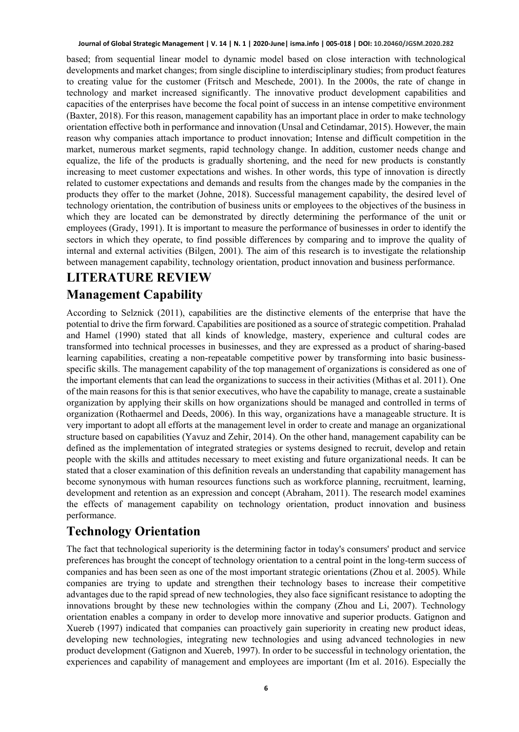based; from sequential linear model to dynamic model based on close interaction with technological developments and market changes; from single discipline to interdisciplinary studies; from product features to creating value for the customer (Fritsch and Meschede, 2001). In the 2000s, the rate of change in technology and market increased significantly. The innovative product development capabilities and capacities of the enterprises have become the focal point of success in an intense competitive environment (Baxter, 2018). For this reason, management capability has an important place in order to make technology orientation effective both in performance and innovation (Unsal and Cetindamar, 2015). However, the main reason why companies attach importance to product innovation; Intense and difficult competition in the market, numerous market segments, rapid technology change. In addition, customer needs change and equalize, the life of the products is gradually shortening, and the need for new products is constantly increasing to meet customer expectations and wishes. In other words, this type of innovation is directly related to customer expectations and demands and results from the changes made by the companies in the products they offer to the market (Johne, 2018). Successful management capability, the desired level of technology orientation, the contribution of business units or employees to the objectives of the business in which they are located can be demonstrated by directly determining the performance of the unit or employees (Grady, 1991). It is important to measure the performance of businesses in order to identify the sectors in which they operate, to find possible differences by comparing and to improve the quality of internal and external activities (Bilgen, 2001). The aim of this research is to investigate the relationship between management capability, technology orientation, product innovation and business performance.

# LITERATURE REVIEW

## Management Capability

According to Selznick (2011), capabilities are the distinctive elements of the enterprise that have the potential to drive the firm forward. Capabilities are positioned as a source of strategic competition. Prahalad and Hamel (1990) stated that all kinds of knowledge, mastery, experience and cultural codes are transformed into technical processes in businesses, and they are expressed as a product of sharing-based learning capabilities, creating a non-repeatable competitive power by transforming into basic business-specific skills. The management capability of the top management of organizations is considered as one of the important elements that can lead the organizations to success in their activities (Mithas et al. 2011). One of the main reasons for this is that senior executives, who have the capability to manage, create a sustainable organization by applying their skills on how organizations should be managed and controlled in terms of organization (Rothaermel and Deeds, 2006). In this way, organizations have a manageable structure. It is very important to adopt all efforts at the management level in order to create and manage an organizational structure based on capabilities (Yavuz and Zehir, 2014). On the other hand, management capability can be defined as the implementation of integrated strategies or systems designed to recruit, develop and retain people with the skills and attitudes necessary to meet existing and future organizational needs. It can be stated that a closer examination of this definition reveals an understanding that capability management has become synonymous with human resources functions such as workforce planning, recruitment, learning, development and retention as an expression and concept (Abraham, 2011). The research model examines the effects of management capability on technology orientation, product innovation and business performance.

## Technology Orientation

The fact that technological superiority is the determining factor in today's consumers' product and service preferences has brought the concept of technology orientation to a central point in the long-term success of companies and has been seen as one of the most important strategic orientations (Zhou et al. 2005). While companies are trying to update and strengthen their technology bases to increase their competitive advantages due to the rapid spread of new technologies, they also face significant resistance to adopting the innovations brought by these new technologies within the company (Zhou and Li, 2007). Technology orientation enables a company in order to develop more innovative and superior products. Gatignon and Xuereb (1997) indicated that companies can proactively gain superiority in creating new product ideas, developing new technologies, integrating new technologies and using advanced technologies in new product development (Gatignon and Xuereb, 1997). In order to be successful in technology orientation, the experiences and capability of management and employees are important (Im et al. 2016). Especially the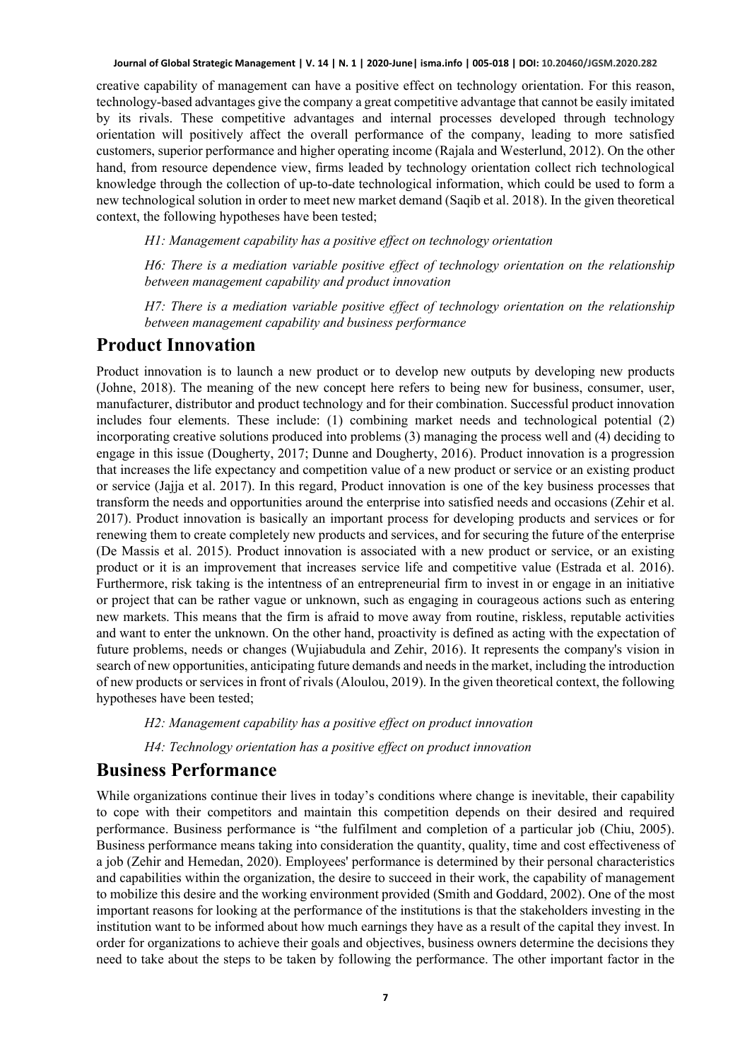creative capability of management can have a positive effect on technology orientation. For this reason, technology-based advantages give the company a great competitive advantage that cannot be easily imitated by its rivals. These competitive advantages and internal processes developed through technology orientation will positively affect the overall performance of the company, leading to more satisfied customers, superior performance and higher operating income (Rajala and Westerlund, 2012). On the other hand, from resource dependence view, firms leaded by technology orientation collect rich technological knowledge through the collection of up-to-date technological information, which could be used to form a new technological solution in order to meet new market demand (Saqib et al. 2018). In the given theoretical context, the following hypotheses have been tested;

*H1: Management capability has a positive effect on technology orientation*

*H6: There is a mediation variable positive effect of technology orientation on the relationship between management capability and product innovation*

*H7: There is a mediation variable positive effect of technology orientation on the relationship between management capability and business performance*

## Product Innovation

Product innovation is to launch a new product or to develop new outputs by developing new products (Johne, 2018). The meaning of the new concept here refers to being new for business, consumer, user, manufacturer, distributor and product technology and for their combination. Successful product innovation includes four elements. These include: (1) combining market needs and technological potential (2) incorporating creative solutions produced into problems (3) managing the process well and (4) deciding to engage in this issue (Dougherty, 2017; Dunne and Dougherty, 2016). Product innovation is a progression that increases the life expectancy and competition value of a new product or service or an existing product or service (Jajja et al. 2017). In this regard, Product innovation is one of the key business processes that transform the needs and opportunities around the enterprise into satisfied needs and occasions (Zehir et al. 2017). Product innovation is basically an important process for developing products and services or for renewing them to create completely new products and services, and for securing the future of the enterprise (De Massis et al. 2015). Product innovation is associated with a new product or service, or an existing product or it is an improvement that increases service life and competitive value (Estrada et al. 2016). Furthermore, risk taking is the intentness of an entrepreneurial firm to invest in or engage in an initiative or project that can be rather vague or unknown, such as engaging in courageous actions such as entering new markets. This means that the firm is afraid to move away from routine, riskless, reputable activities and want to enter the unknown. On the other hand, proactivity is defined as acting with the expectation of future problems, needs or changes (Wujiabudula and Zehir, 2016). It represents the company's vision in search of new opportunities, anticipating future demands and needs in the market, including the introduction of new products or services in front of rivals (Aloulou, 2019). In the given theoretical context, the following hypotheses have been tested;

*H2: Management capability has a positive effect on product innovation*

*H4: Technology orientation has a positive effect on product innovation*

## Business Performance

While organizations continue their lives in today's conditions where change is inevitable, their capability to cope with their competitors and maintain this competition depends on their desired and required performance. Business performance is "the fulfilment and completion of a particular job (Chiu, 2005). Business performance means taking into consideration the quantity, quality, time and cost effectiveness of a job (Zehir and Hemedan, 2020). Employees' performance is determined by their personal characteristics and capabilities within the organization, the desire to succeed in their work, the capability of management to mobilize this desire and the working environment provided (Smith and Goddard, 2002). One of the most important reasons for looking at the performance of the institutions is that the stakeholders investing in the institution want to be informed about how much earnings they have as a result of the capital they invest. In order for organizations to achieve their goals and objectives, business owners determine the decisions they need to take about the steps to be taken by following the performance. The other important factor in the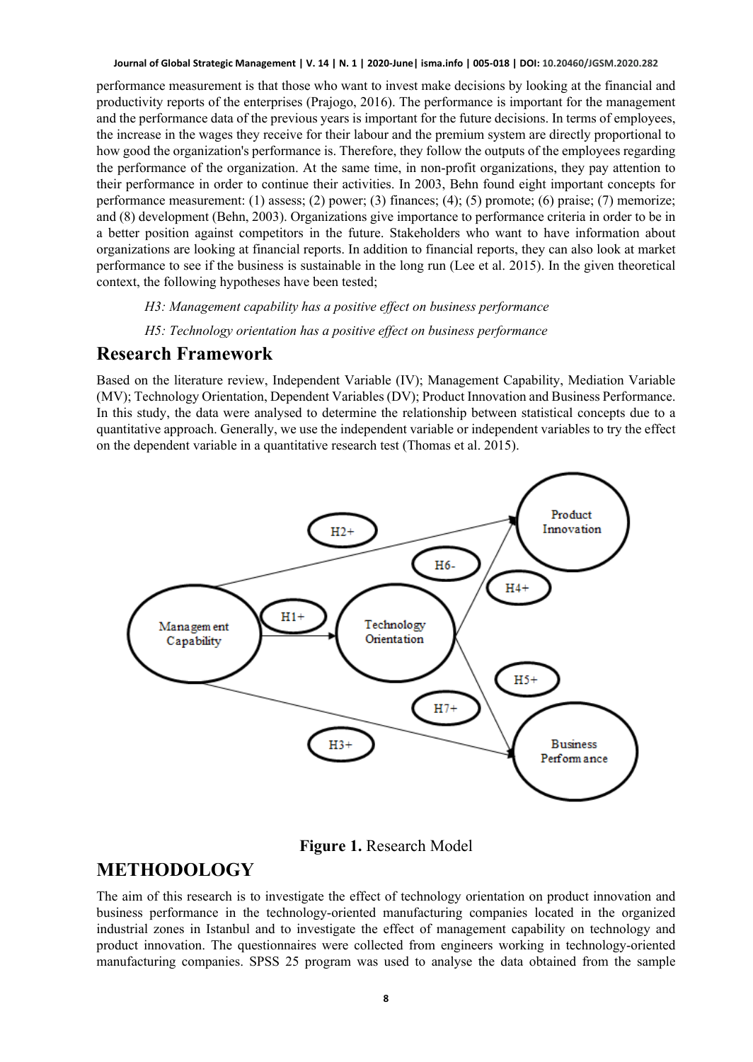performance measurement is that those who want to invest make decisions by looking at the financial and productivity reports of the enterprises (Prajogo, 2016). The performance is important for the management and the performance data of the previous years is important for the future decisions. In terms of employees, the increase in the wages they receive for their labour and the premium system are directly proportional to how good the organization's performance is. Therefore, they follow the outputs of the employees regarding the performance of the organization. At the same time, in non-profit organizations, they pay attention to their performance in order to continue their activities. In 2003, Behn found eight important concepts for performance measurement: (1) assess; (2) power; (3) finances; (4); (5) promote; (6) praise; (7) memorize; and (8) development (Behn, 2003). Organizations give importance to performance criteria in order to be in a better position against competitors in the future. Stakeholders who want to have information about organizations are looking at financial reports. In addition to financial reports, they can also look at market performance to see if the business is sustainable in the long run (Lee et al. 2015). In the given theoretical context, the following hypotheses have been tested;

*H3: Management capability has a positive effect on business performance*

*H5: Technology orientation has a positive effect on business performance*

## Research Framework

Based on the literature review, Independent Variable (IV); Management Capability, Mediation Variable (MV); Technology Orientation, Dependent Variables (DV); Product Innovation and Business Performance. In this study, the data were analysed to determine the relationship between statistical concepts due to a quantitative approach. Generally, we use the independent variable or independent variables to try the effect on the dependent variable in a quantitative research test (Thomas et al. 2015).

**Figure 1.** Research Model

# METHODOLOGY

The aim of this research is to investigate the effect of technology orientation on product innovation and business performance in the technology-oriented manufacturing companies located in the organized industrial zones in Istanbul and to investigate the effect of management capability on technology and product innovation. The questionnaires were collected from engineers working in technology-oriented manufacturing companies. SPSS 25 program was used to analyse the data obtained from the sample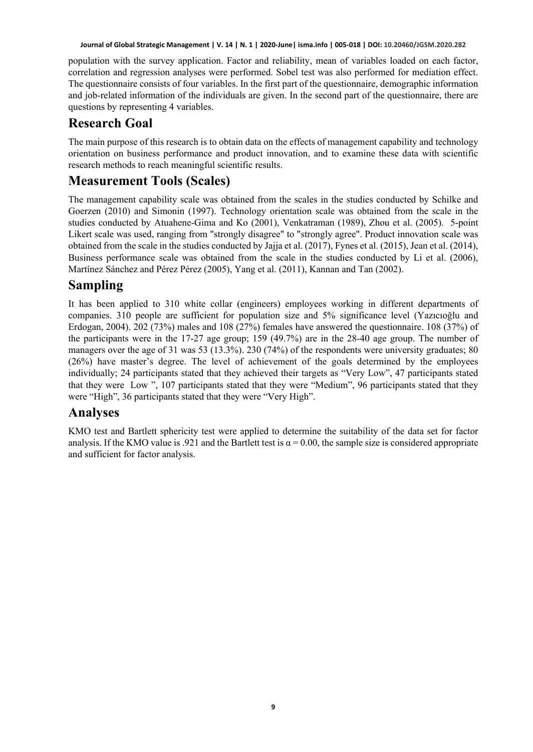population with the survey application. Factor and reliability, mean of variables loaded on each factor, correlation and regression analyses were performed. Sobel test was also performed for mediation effect. The questionnaire consists of four variables. In the first part of the questionnaire, demographic information and job-related information of the individuals are given. In the second part of the questionnaire, there are questions by representing 4 variables.

## Research Goal

The main purpose of this research is to obtain data on the effects of management capability and technology orientation on business performance and product innovation, and to examine these data with scientific research methods to reach meaningful scientific results.

## Measurement Tools (Scales)

The management capability scale was obtained from the scales in the studies conducted by Schilke and Goerzen (2010) and Simonin (1997). Technology orientation scale was obtained from the scale in the studies conducted by Atuahene-Gima and Ko (2001), Venkatraman (1989), Zhou et al. (2005). 5-point Likert scale was used, ranging from "strongly disagree" to "strongly agree". Product innovation scale was obtained from the scale in the studies conducted by Jajja et al. (2017), Fynes et al. (2015), Jean et al. (2014), Business performance scale was obtained from the scale in the studies conducted by Li et al. (2006), Martínez Sánchez and Pérez Pérez (2005), Yang et al. (2011), Kannan and Tan (2002).

## Sampling

It has been applied to 310 white collar (engineers) employees working in different departments of companies. 310 people are sufficient for population size and 5% significance level (Yazıcıoğlu and Erdogan, 2004). 202 (73%) males and 108 (27%) females have answered the questionnaire. 108 (37%) of the participants were in the 17-27 age group; 159 (49.7%) are in the 28-40 age group. The number of managers over the age of 31 was 53 (13.3%). 230 (74%) of the respondents were university graduates; 80 (26%) have master's degree. The level of achievement of the goals determined by the employees individually; 24 participants stated that they achieved their targets as "Very Low", 47 participants stated that they were Low ", 107 participants stated that they were "Medium", 96 participants stated that they were "High", 36 participants stated that they were "Very High".

## Analyses

KMO test and Bartlett sphericity test were applied to determine the suitability of the data set for factor analysis. If the KMO value is .921 and the Bartlett test is $\alpha = 0.00$, the sample size is considered appropriate and sufficient for factor analysis.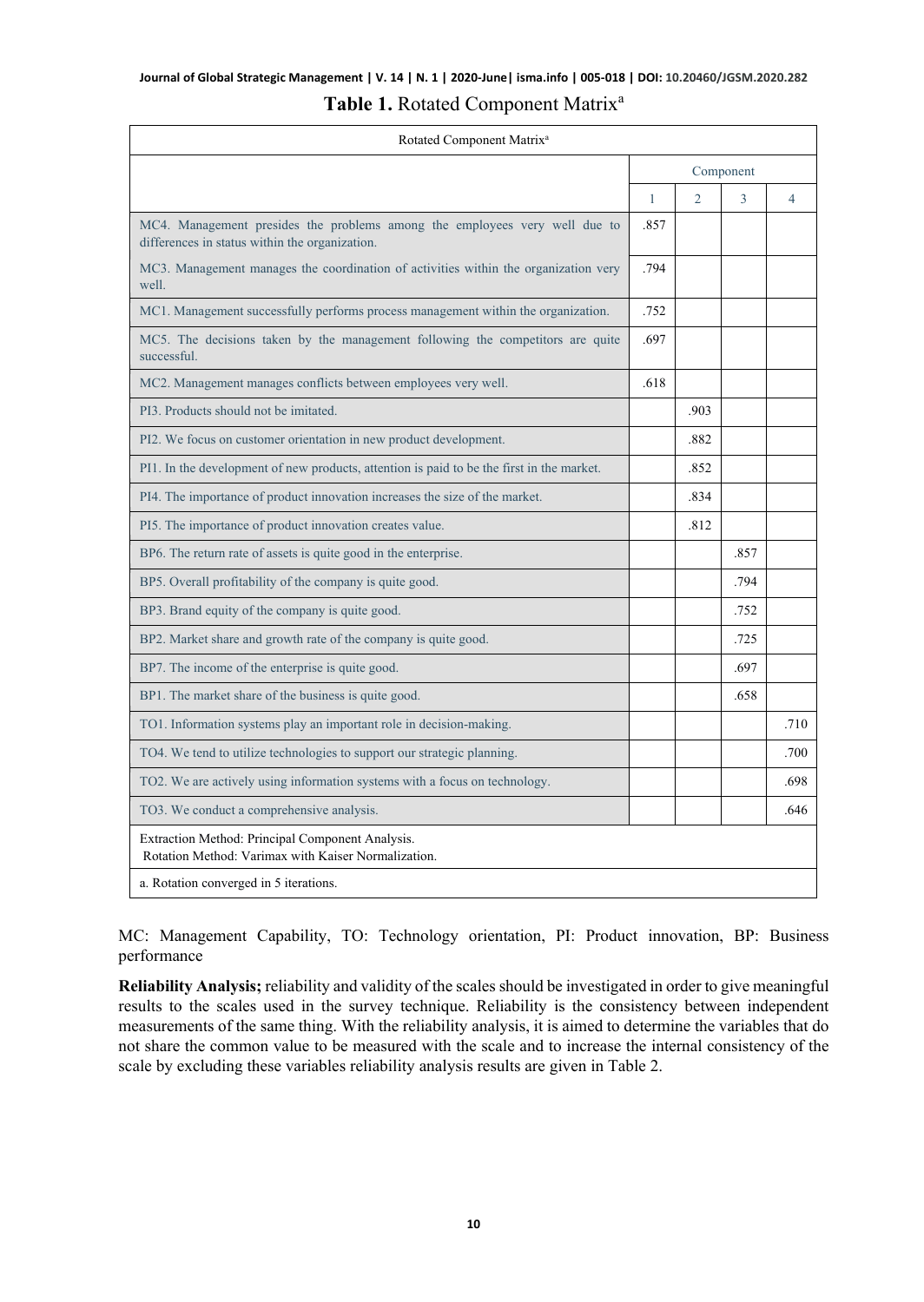**Table 1.** Rotated Component Matrix[a]

| Rotated Component Matrix[a] | | | | |
|---|---|---|---|---|
| | Component | | | |
| | 1 | 2 | 3 | 4 |
| MC4. Management presides the problems among the employees very well due to differences in status within the organization. | .857 | | | |
| MC3. Management manages the coordination of activities within the organization very well. | .794 | | | |
| MC1. Management successfully performs process management within the organization. | .752 | | | |
| MC5. The decisions taken by the management following the competitors are quite successful. | .697 | | | |
| MC2. Management manages conflicts between employees very well. | .618 | | | |
| PI3. Products should not be imitated. | | .903 | | |
| PI2. We focus on customer orientation in new product development. | | .882 | | |
| PI1. In the development of new products, attention is paid to be the first in the market. | | .852 | | |
| PI4. The importance of product innovation increases the size of the market. | | .834 | | |
| PI5. The importance of product innovation creates value. | | .812 | | |
| BP6. The return rate of assets is quite good in the enterprise. | | | .857 | |
| BP5. Overall profitability of the company is quite good. | | | .794 | |
| BP3. Brand equity of the company is quite good. | | | .752 | |
| BP2. Market share and growth rate of the company is quite good. | | | .725 | |
| BP7. The income of the enterprise is quite good. | | | .697 | |
| BP1. The market share of the business is quite good. | | | .658 | |
| TO1. Information systems play an important role in decision-making. | | | | .710 |
| TO4. We tend to utilize technologies to support our strategic planning. | | | | .700 |
| TO2. We are actively using information systems with a focus on technology. | | | | .698 |
| TO3. We conduct a comprehensive analysis. | | | | .646 |

Extraction Method: Principal Component Analysis.
Rotation Method: Varimax with Kaiser Normalization.

a. Rotation converged in 5 iterations.

MC: Management Capability, TO: Technology orientation, PI: Product innovation, BP: Business performance

**Reliability Analysis;** reliability and validity of the scales should be investigated in order to give meaningful results to the scales used in the survey technique. Reliability is the consistency between independent measurements of the same thing. With the reliability analysis, it is aimed to determine the variables that do not share the common value to be measured with the scale and to increase the internal consistency of the scale by excluding these variables reliability analysis results are given in Table 2.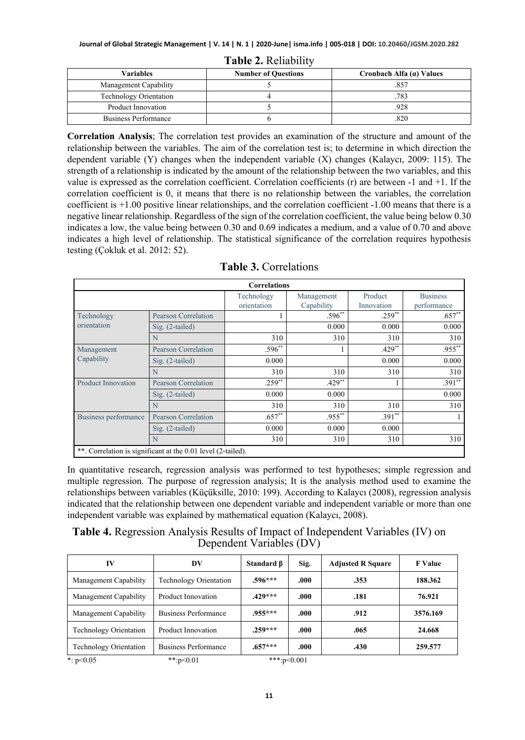**Table 2.** Reliability

| Variables | Number of Questions | Cronbach Alfa (α) Values |
| --- | --- | --- |
| Management Capability | 5 | .857 |
| Technology Orientation | 4 | .783 |
| Product Innovation | 5 | .928 |
| Business Performance | 6 | .820 |

**Correlation Analysis**; The correlation test provides an examination of the structure and amount of the relationship between the variables. The aim of the correlation test is; to determine in which direction the dependent variable (Y) changes when the independent variable (X) changes (Kalaycı, 2009: 115). The strength of a relationship is indicated by the amount of the relationship between the two variables, and this value is expressed as the correlation coefficient. Correlation coefficients (r) are between -1 and +1. If the correlation coefficient is 0, it means that there is no relationship between the variables, the correlation coefficient is +1.00 positive linear relationships, and the correlation coefficient -1.00 means that there is a negative linear relationship. Regardless of the sign of the correlation coefficient, the value being below 0.30 indicates a low, the value being between 0.30 and 0.69 indicates a medium, and a value of 0.70 and above indicates a high level of relationship. The statistical significance of the correlation requires hypothesis testing (Çokluk et al. 2012: 52).

**Table 3.** Correlations

| Correlations | | | | | |
| --- | --- | --- | --- | --- | --- |
| | | Technology orientation | Management Capability | Product Innovation | Business performance |
| Technology orientation | Pearson Correlation | 1 | .596** | .259** | .657** |
| | Sig. (2-tailed) | | 0.000 | 0.000 | 0.000 |
| | N | 310 | 310 | 310 | 310 |
| Management Capability | Pearson Correlation | .596** | 1 | .429** | .955** |
| | Sig. (2-tailed) | 0.000 | | 0.000 | 0.000 |
| | N | 310 | 310 | 310 | 310 |
| Product Innovation | Pearson Correlation | .259** | .429** | 1 | .391** |
| | Sig. (2-tailed) | 0.000 | 0.000 | | 0.000 |
| | N | 310 | 310 | 310 | 310 |
| Business performance | Pearson Correlation | .657** | .955** | .391** | 1 |
| | Sig. (2-tailed) | 0.000 | 0.000 | 0.000 | |
| | N | 310 | 310 | 310 | 310 |

**. Correlation is significant at the 0.01 level (2-tailed).

In quantitative research, regression analysis was performed to test hypotheses; simple regression and multiple regression. The purpose of regression analysis; It is the analysis method used to examine the relationships between variables (Küçüksille, 2010: 199). According to Kalaycı (2008), regression analysis indicated that the relationship between one dependent variable and independent variable or more than one independent variable was explained by mathematical equation (Kalaycı, 2008).

**Table 4.** Regression Analysis Results of Impact of Independent Variables (IV) on Dependent Variables (DV)

| IV | DV | Standard β | Sig. | Adjusted R Square | F Value |
| --- | --- | --- | --- | --- | --- |
| Management Capability | Technology Orientation | **.596*** ** | **.000** | **.353** | **188.362** |
| Management Capability | Product Innovation | **.429*** ** | **.000** | **.181** | **76.921** |
| Management Capability | Business Performance | **.955*** ** | **.000** | **.912** | **3576.169** |
| Technology Orientation | Product Innovation | **.259*** ** | **.000** | **.065** | **24.668** |
| Technology Orientation | Business Performance | **.657*** ** | **.000** | **.430** | **259.577** |

*: p<0.05 **:p<0.01 ***:p<0.001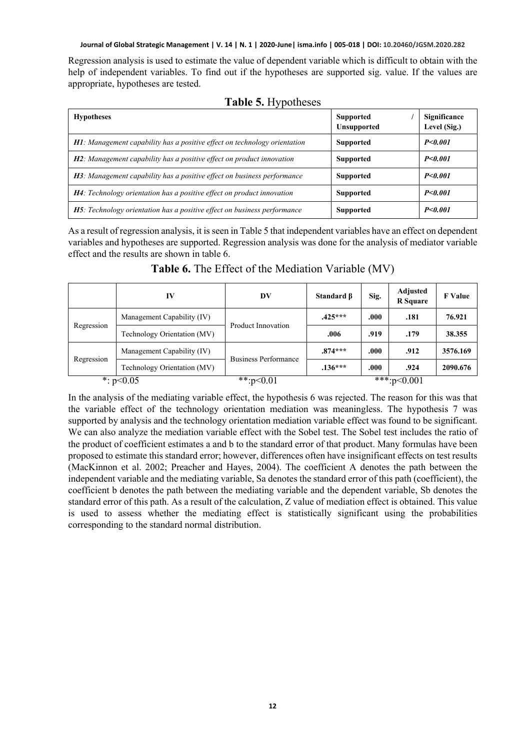Regression analysis is used to estimate the value of dependent variable which is difficult to obtain with the help of independent variables. To find out if the hypotheses are supported sig. value. If the values are appropriate, hypotheses are tested.

**Table 5.** Hypotheses

| **Hypotheses** | **Supported / Unsupported** | **Significance Level (Sig.)** |
|---|---|---|
| ***H1**: Management capability has a positive effect on technology orientation* | **Supported** | ***P<0.001*** |
| ***H2**: Management capability has a positive effect on product innovation* | **Supported** | ***P<0.001*** |
| ***H3**: Management capability has a positive effect on business performance* | **Supported** | ***P<0.001*** |
| ***H4**: Technology orientation has a positive effect on product innovation* | **Supported** | ***P<0.001*** |
| ***H5**: Technology orientation has a positive effect on business performance* | **Supported** | ***P<0.001*** |

As a result of regression analysis, it is seen in Table 5 that independent variables have an effect on dependent variables and hypotheses are supported. Regression analysis was done for the analysis of mediator variable effect and the results are shown in table 6.

**Table 6.** The Effect of the Mediation Variable (MV)

| | IV | DV | Standard β | Sig. | Adjusted R Square | F Value |
|---|---|---|---|---|---|---|
| Regression | Management Capability (IV) | Product Innovation | **.425*** ** | **.000** | **.181** | **76.921** |
| | Technology Orientation (MV) | | **.006** | **.919** | **.179** | **38.355** |
| Regression | Management Capability (IV) | Business Performance | **.874*** ** | **.000** | **.912** | **3576.169** |
| | Technology Orientation (MV) | | **.136*** ** | **.000** | **.924** | **2090.676** |

*: p<0.05 **:p<0.01 ***:p<0.001

In the analysis of the mediating variable effect, the hypothesis 6 was rejected. The reason for this was that the variable effect of the technology orientation mediation was meaningless. The hypothesis 7 was supported by analysis and the technology orientation mediation variable effect was found to be significant. We can also analyze the mediation variable effect with the Sobel test. The Sobel test includes the ratio of the product of coefficient estimates a and b to the standard error of that product. Many formulas have been proposed to estimate this standard error; however, differences often have insignificant effects on test results (MacKinnon et al. 2002; Preacher and Hayes, 2004). The coefficient A denotes the path between the independent variable and the mediating variable, Sa denotes the standard error of this path (coefficient), the coefficient b denotes the path between the mediating variable and the dependent variable, Sb denotes the standard error of this path. As a result of the calculation, Z value of mediation effect is obtained. This value is used to assess whether the mediating effect is statistically significant using the probabilities corresponding to the standard normal distribution.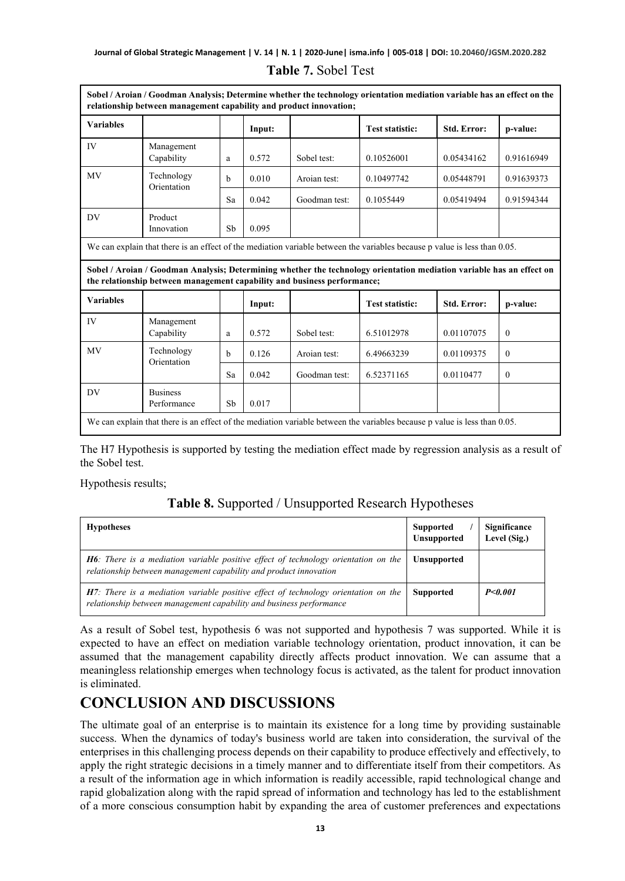**Table 7.** Sobel Test

| **Sobel / Aroian / Goodman Analysis; Determine whether the technology orientation mediation variable has an effect on the relationship between management capability and product innovation;** | | | | | | | |
|---|---|---|---|---|---|---|---|
| **Variables** | | | **Input:** | | **Test statistic:** | **Std. Error:** | **p-value:** |
| IV | Management Capability | a | 0.572 | Sobel test: | 0.10526001 | 0.05434162 | 0.91616949 |
| MV | Technology Orientation | b | 0.010 | Aroian test: | 0.10497742 | 0.05448791 | 0.91639373 |
| | | Sa | 0.042 | Goodman test: | 0.1055449 | 0.05419494 | 0.91594344 |
| DV | Product Innovation | Sb | 0.095 | | | | |
| We can explain that there is an effect of the mediation variable between the variables because p value is less than 0.05. | | | | | | | |
| **Sobel / Aroian / Goodman Analysis; Determining whether the technology orientation mediation variable has an effect on the relationship between management capability and business performance;** | | | | | | | |
| **Variables** | | | **Input:** | | **Test statistic:** | **Std. Error:** | **p-value:** |
| IV | Management Capability | a | 0.572 | Sobel test: | 6.51012978 | 0.01107075 | 0 |
| MV | Technology Orientation | b | 0.126 | Aroian test: | 6.49663239 | 0.01109375 | 0 |
| | | Sa | 0.042 | Goodman test: | 6.52371165 | 0.0110477 | 0 |
| DV | Business Performance | Sb | 0.017 | | | | |
| We can explain that there is an effect of the mediation variable between the variables because p value is less than 0.05. | | | | | | | |

The H7 Hypothesis is supported by testing the mediation effect made by regression analysis as a result of the Sobel test.

Hypothesis results;

**Table 8.** Supported / Unsupported Research Hypotheses

| **Hypotheses** | **Supported / Unsupported** | **Significance Level (Sig.)** |
|---|---|---|
| ***H6****: There is a mediation variable positive effect of technology orientation on the relationship between management capability and product innovation* | **Unsupported** | |
| ***H7****: There is a mediation variable positive effect of technology orientation on the relationship between management capability and business performance* | **Supported** | ***P<0.001*** |

As a result of Sobel test, hypothesis 6 was not supported and hypothesis 7 was supported. While it is expected to have an effect on mediation variable technology orientation, product innovation, it can be assumed that the management capability directly affects product innovation. We can assume that a meaningless relationship emerges when technology focus is activated, as the talent for product innovation is eliminated.

# CONCLUSION AND DISCUSSIONS

The ultimate goal of an enterprise is to maintain its existence for a long time by providing sustainable success. When the dynamics of today's business world are taken into consideration, the survival of the enterprises in this challenging process depends on their capability to produce effectively and effectively, to apply the right strategic decisions in a timely manner and to differentiate itself from their competitors. As a result of the information age in which information is readily accessible, rapid technological change and rapid globalization along with the rapid spread of information and technology has led to the establishment of a more conscious consumption habit by expanding the area of customer preferences and expectations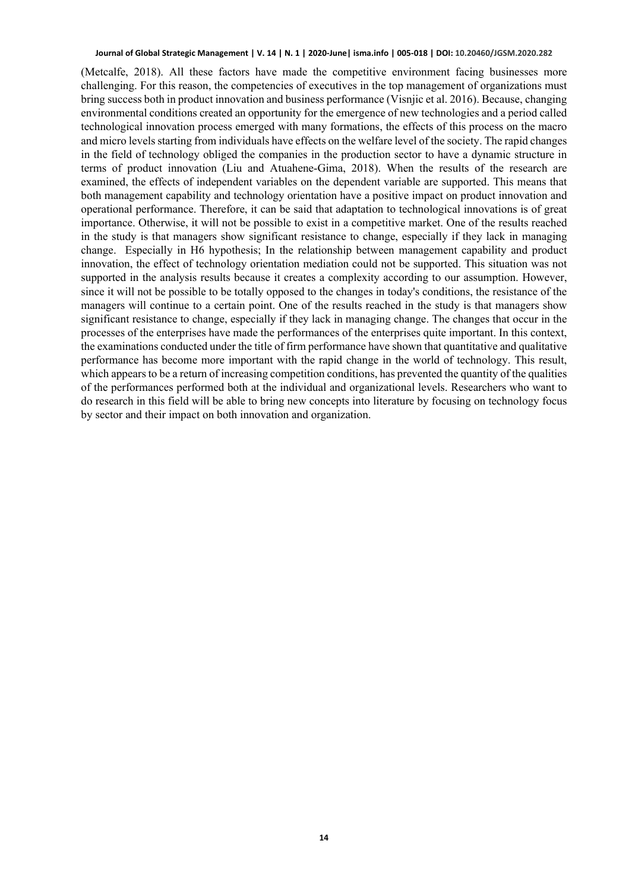(Metcalfe, 2018). All these factors have made the competitive environment facing businesses more challenging. For this reason, the competencies of executives in the top management of organizations must bring success both in product innovation and business performance (Visnjic et al. 2016). Because, changing environmental conditions created an opportunity for the emergence of new technologies and a period called technological innovation process emerged with many formations, the effects of this process on the macro and micro levels starting from individuals have effects on the welfare level of the society. The rapid changes in the field of technology obliged the companies in the production sector to have a dynamic structure in terms of product innovation (Liu and Atuahene-Gima, 2018). When the results of the research are examined, the effects of independent variables on the dependent variable are supported. This means that both management capability and technology orientation have a positive impact on product innovation and operational performance. Therefore, it can be said that adaptation to technological innovations is of great importance. Otherwise, it will not be possible to exist in a competitive market. One of the results reached in the study is that managers show significant resistance to change, especially if they lack in managing change. Especially in H6 hypothesis; In the relationship between management capability and product innovation, the effect of technology orientation mediation could not be supported. This situation was not supported in the analysis results because it creates a complexity according to our assumption. However, since it will not be possible to be totally opposed to the changes in today's conditions, the resistance of the managers will continue to a certain point. One of the results reached in the study is that managers show significant resistance to change, especially if they lack in managing change. The changes that occur in the processes of the enterprises have made the performances of the enterprises quite important. In this context, the examinations conducted under the title of firm performance have shown that quantitative and qualitative performance has become more important with the rapid change in the world of technology. This result, which appears to be a return of increasing competition conditions, has prevented the quantity of the qualities of the performances performed both at the individual and organizational levels. Researchers who want to do research in this field will be able to bring new concepts into literature by focusing on technology focus by sector and their impact on both innovation and organization.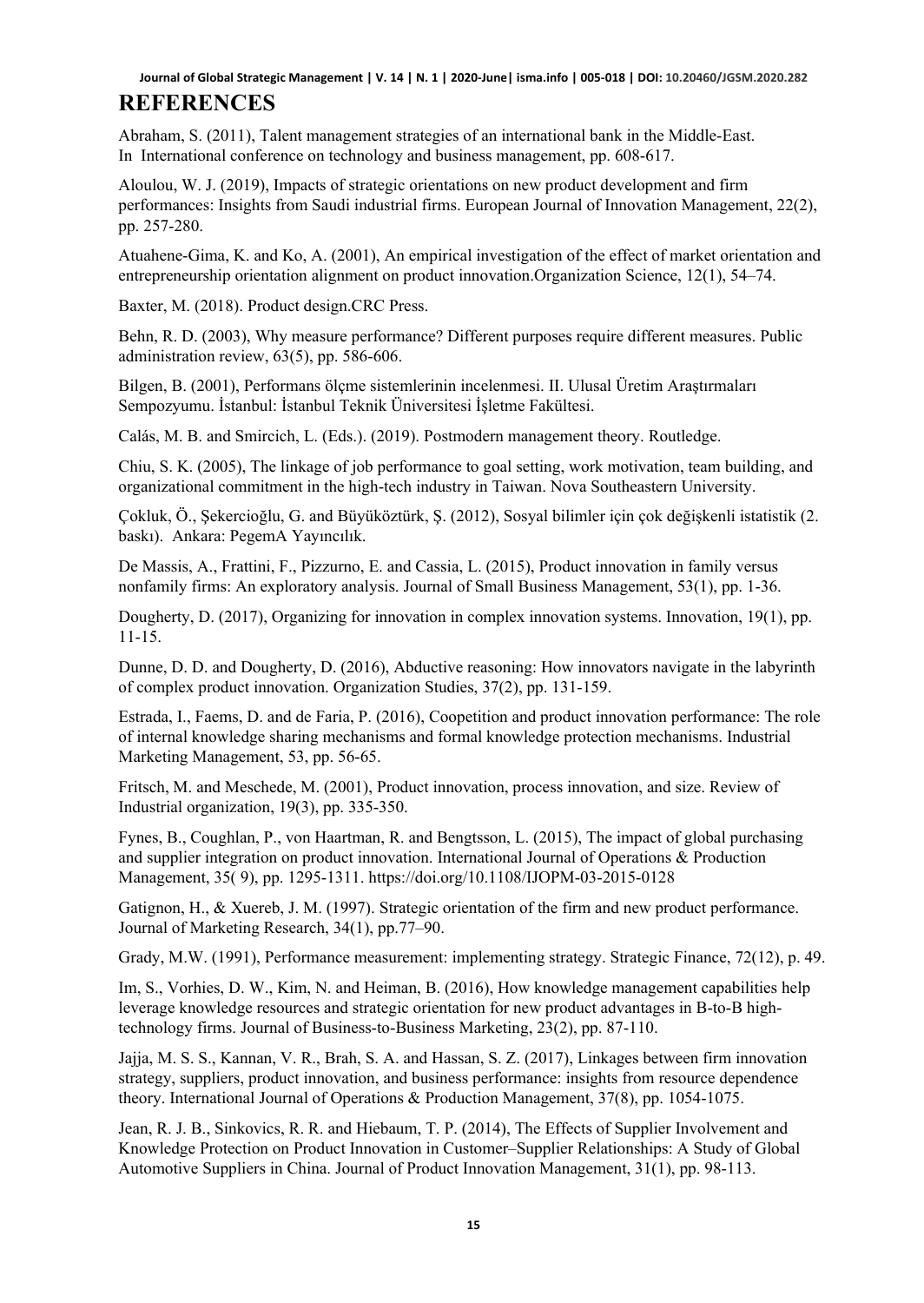# REFERENCES

Abraham, S. (2011), Talent management strategies of an international bank in the Middle-East. In International conference on technology and business management, pp. 608-617.

Aloulou, W. J. (2019), Impacts of strategic orientations on new product development and firm performances: Insights from Saudi industrial firms. European Journal of Innovation Management, 22(2), pp. 257-280.

Atuahene-Gima, K. and Ko, A. (2001), An empirical investigation of the effect of market orientation and entrepreneurship orientation alignment on product innovation.Organization Science, 12(1), 54–74.

Baxter, M. (2018). Product design.CRC Press.

Behn, R. D. (2003), Why measure performance? Different purposes require different measures. Public administration review, 63(5), pp. 586-606.

Bilgen, B. (2001), Performans ölçme sistemlerinin incelenmesi. II. Ulusal Üretim Araştırmaları Sempozyumu. İstanbul: İstanbul Teknik Üniversitesi İşletme Fakültesi.

Calás, M. B. and Smircich, L. (Eds.). (2019). Postmodern management theory. Routledge.

Chiu, S. K. (2005), The linkage of job performance to goal setting, work motivation, team building, and organizational commitment in the high-tech industry in Taiwan. Nova Southeastern University.

Çokluk, Ö., Şekercioğlu, G. and Büyüköztürk, Ş. (2012), Sosyal bilimler için çok değişkenli istatistik (2. baskı). Ankara: PegemA Yayıncılık.

De Massis, A., Frattini, F., Pizzurno, E. and Cassia, L. (2015), Product innovation in family versus nonfamily firms: An exploratory analysis. Journal of Small Business Management, 53(1), pp. 1-36.

Dougherty, D. (2017), Organizing for innovation in complex innovation systems. Innovation, 19(1), pp. 11-15.

Dunne, D. D. and Dougherty, D. (2016), Abductive reasoning: How innovators navigate in the labyrinth of complex product innovation. Organization Studies, 37(2), pp. 131-159.

Estrada, I., Faems, D. and de Faria, P. (2016), Coopetition and product innovation performance: The role of internal knowledge sharing mechanisms and formal knowledge protection mechanisms. Industrial Marketing Management, 53, pp. 56-65.

Fritsch, M. and Meschede, M. (2001), Product innovation, process innovation, and size. Review of Industrial organization, 19(3), pp. 335-350.

Fynes, B., Coughlan, P., von Haartman, R. and Bengtsson, L. (2015), The impact of global purchasing and supplier integration on product innovation. International Journal of Operations & Production Management, 35( 9), pp. 1295-1311. https://doi.org/10.1108/IJOPM-03-2015-0128

Gatignon, H., & Xuereb, J. M. (1997). Strategic orientation of the firm and new product performance. Journal of Marketing Research, 34(1), pp.77–90.

Grady, M.W. (1991), Performance measurement: implementing strategy. Strategic Finance, 72(12), p. 49.

Im, S., Vorhies, D. W., Kim, N. and Heiman, B. (2016), How knowledge management capabilities help leverage knowledge resources and strategic orientation for new product advantages in B-to-B high-technology firms. Journal of Business-to-Business Marketing, 23(2), pp. 87-110.

Jajja, M. S. S., Kannan, V. R., Brah, S. A. and Hassan, S. Z. (2017), Linkages between firm innovation strategy, suppliers, product innovation, and business performance: insights from resource dependence theory. International Journal of Operations & Production Management, 37(8), pp. 1054-1075.

Jean, R. J. B., Sinkovics, R. R. and Hiebaum, T. P. (2014), The Effects of Supplier Involvement and Knowledge Protection on Product Innovation in Customer–Supplier Relationships: A Study of Global Automotive Suppliers in China. Journal of Product Innovation Management, 31(1), pp. 98-113.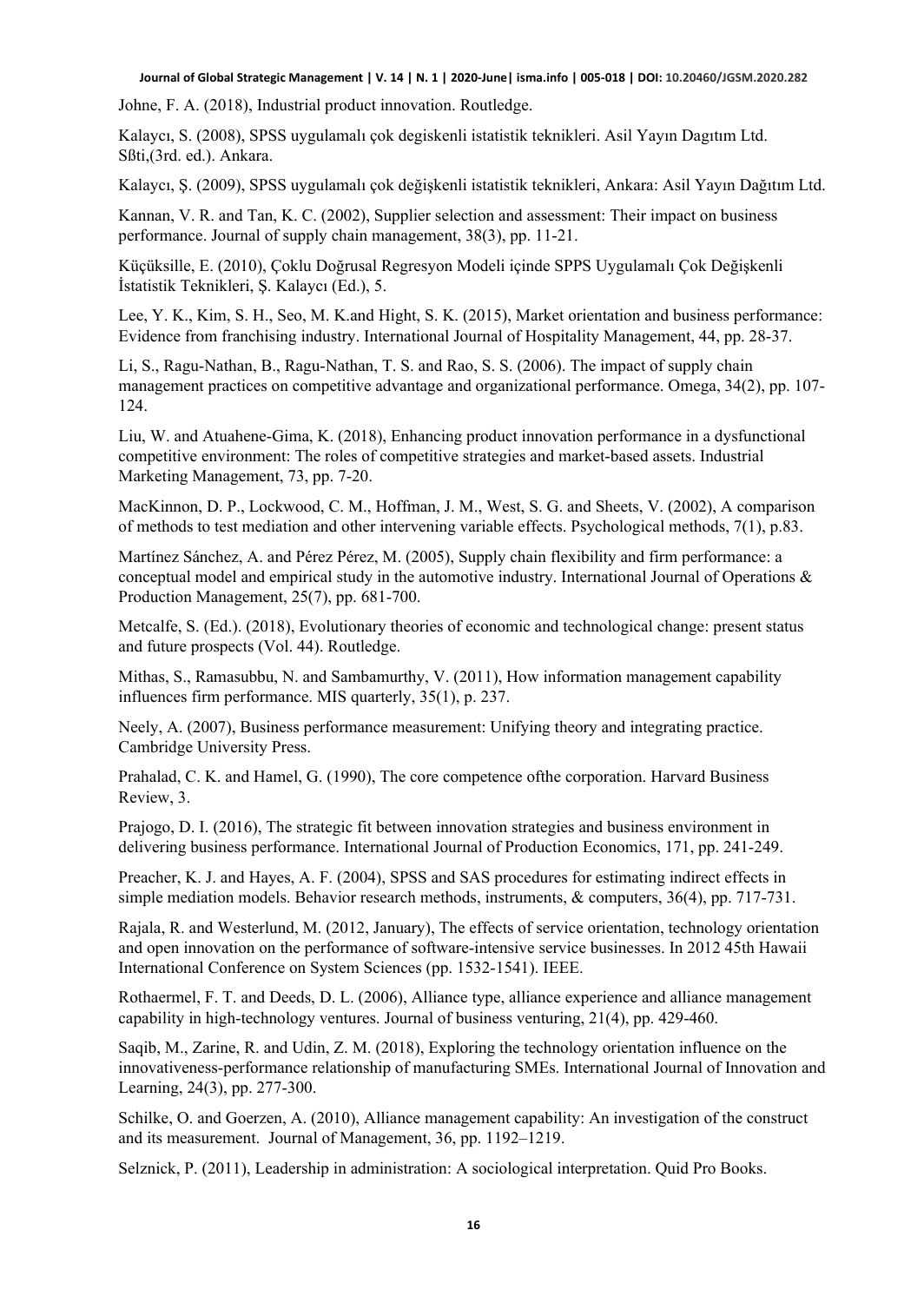Johne, F. A. (2018), Industrial product innovation. Routledge.

Kalaycı, S. (2008), SPSS uygulamalı çok degiskenli istatistik teknikleri. Asil Yayın Dagıtım Ltd. Sßti,(3rd. ed.). Ankara.

Kalaycı, Ş. (2009), SPSS uygulamalı çok değişkenli istatistik teknikleri, Ankara: Asil Yayın Dağıtım Ltd.

Kannan, V. R. and Tan, K. C. (2002), Supplier selection and assessment: Their impact on business performance. Journal of supply chain management, 38(3), pp. 11-21.

Küçüksille, E. (2010), Çoklu Doğrusal Regresyon Modeli içinde SPPS Uygulamalı Çok Değişkenli İstatistik Teknikleri, Ş. Kalaycı (Ed.), 5.

Lee, Y. K., Kim, S. H., Seo, M. K.and Hight, S. K. (2015), Market orientation and business performance: Evidence from franchising industry. International Journal of Hospitality Management, 44, pp. 28-37.

Li, S., Ragu-Nathan, B., Ragu-Nathan, T. S. and Rao, S. S. (2006). The impact of supply chain management practices on competitive advantage and organizational performance. Omega, 34(2), pp. 107-124.

Liu, W. and Atuahene-Gima, K. (2018), Enhancing product innovation performance in a dysfunctional competitive environment: The roles of competitive strategies and market-based assets. Industrial Marketing Management, 73, pp. 7-20.

MacKinnon, D. P., Lockwood, C. M., Hoffman, J. M., West, S. G. and Sheets, V. (2002), A comparison of methods to test mediation and other intervening variable effects. Psychological methods, 7(1), p.83.

Martínez Sánchez, A. and Pérez Pérez, M. (2005), Supply chain flexibility and firm performance: a conceptual model and empirical study in the automotive industry. International Journal of Operations & Production Management, 25(7), pp. 681-700.

Metcalfe, S. (Ed.). (2018), Evolutionary theories of economic and technological change: present status and future prospects (Vol. 44). Routledge.

Mithas, S., Ramasubbu, N. and Sambamurthy, V. (2011), How information management capability influences firm performance. MIS quarterly, 35(1), p. 237.

Neely, A. (2007), Business performance measurement: Unifying theory and integrating practice. Cambridge University Press.

Prahalad, C. K. and Hamel, G. (1990), The core competence ofthe corporation. Harvard Business Review, 3.

Prajogo, D. I. (2016), The strategic fit between innovation strategies and business environment in delivering business performance. International Journal of Production Economics, 171, pp. 241-249.

Preacher, K. J. and Hayes, A. F. (2004), SPSS and SAS procedures for estimating indirect effects in simple mediation models. Behavior research methods, instruments, & computers, 36(4), pp. 717-731.

Rajala, R. and Westerlund, M. (2012, January), The effects of service orientation, technology orientation and open innovation on the performance of software-intensive service businesses. In 2012 45th Hawaii International Conference on System Sciences (pp. 1532-1541). IEEE.

Rothaermel, F. T. and Deeds, D. L. (2006), Alliance type, alliance experience and alliance management capability in high-technology ventures. Journal of business venturing, 21(4), pp. 429-460.

Saqib, M., Zarine, R. and Udin, Z. M. (2018), Exploring the technology orientation influence on the innovativeness-performance relationship of manufacturing SMEs. International Journal of Innovation and Learning, 24(3), pp. 277-300.

Schilke, O. and Goerzen, A. (2010), Alliance management capability: An investigation of the construct and its measurement. Journal of Management, 36, pp. 1192–1219.

Selznick, P. (2011), Leadership in administration: A sociological interpretation. Quid Pro Books.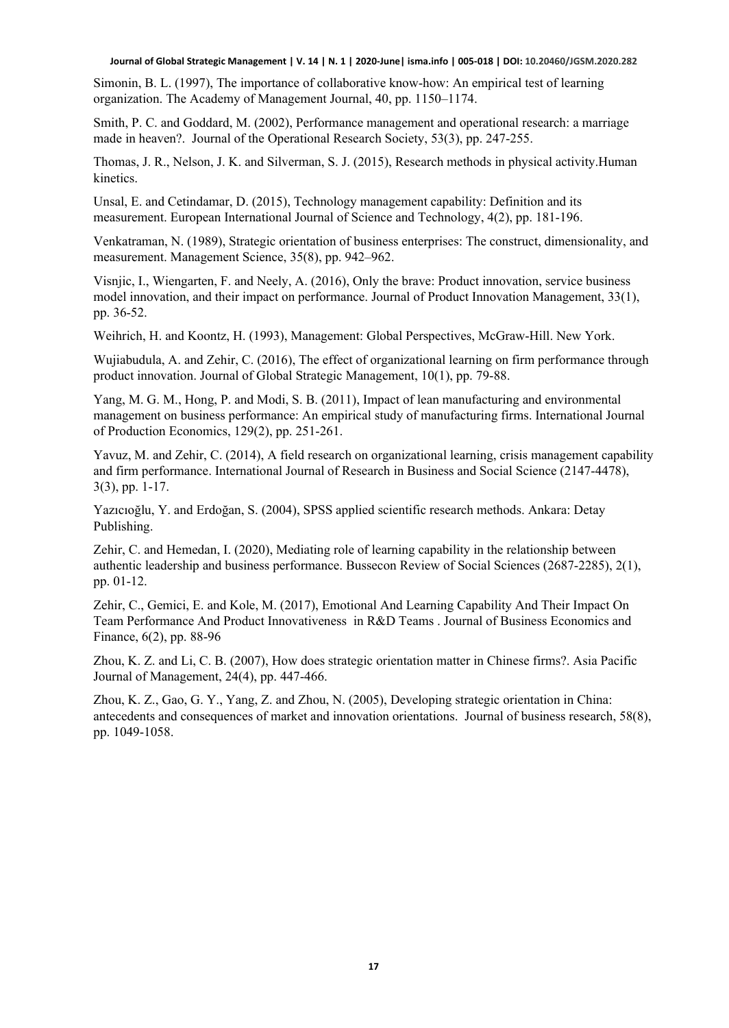Simonin, B. L. (1997), The importance of collaborative know-how: An empirical test of learning organization. The Academy of Management Journal, 40, pp. 1150–1174.

Smith, P. C. and Goddard, M. (2002), Performance management and operational research: a marriage made in heaven?. Journal of the Operational Research Society, 53(3), pp. 247-255.

Thomas, J. R., Nelson, J. K. and Silverman, S. J. (2015), Research methods in physical activity.Human kinetics.

Unsal, E. and Cetindamar, D. (2015), Technology management capability: Definition and its measurement. European International Journal of Science and Technology, 4(2), pp. 181-196.

Venkatraman, N. (1989), Strategic orientation of business enterprises: The construct, dimensionality, and measurement. Management Science, 35(8), pp. 942–962.

Visnjic, I., Wiengarten, F. and Neely, A. (2016), Only the brave: Product innovation, service business model innovation, and their impact on performance. Journal of Product Innovation Management, 33(1), pp. 36-52.

Weihrich, H. and Koontz, H. (1993), Management: Global Perspectives, McGraw-Hill. New York.

Wujiabudula, A. and Zehir, C. (2016), The effect of organizational learning on firm performance through product innovation. Journal of Global Strategic Management, 10(1), pp. 79-88.

Yang, M. G. M., Hong, P. and Modi, S. B. (2011), Impact of lean manufacturing and environmental management on business performance: An empirical study of manufacturing firms. International Journal of Production Economics, 129(2), pp. 251-261.

Yavuz, M. and Zehir, C. (2014), A field research on organizational learning, crisis management capability and firm performance. International Journal of Research in Business and Social Science (2147-4478), 3(3), pp. 1-17.

Yazıcıoğlu, Y. and Erdoğan, S. (2004), SPSS applied scientific research methods. Ankara: Detay Publishing.

Zehir, C. and Hemedan, I. (2020), Mediating role of learning capability in the relationship between authentic leadership and business performance. Bussecon Review of Social Sciences (2687-2285), 2(1), pp. 01-12.

Zehir, C., Gemici, E. and Kole, M. (2017), Emotional And Learning Capability And Their Impact On Team Performance And Product Innovativeness in R&D Teams . Journal of Business Economics and Finance, 6(2), pp. 88-96

Zhou, K. Z. and Li, C. B. (2007), How does strategic orientation matter in Chinese firms?. Asia Pacific Journal of Management, 24(4), pp. 447-466.

Zhou, K. Z., Gao, G. Y., Yang, Z. and Zhou, N. (2005), Developing strategic orientation in China: antecedents and consequences of market and innovation orientations. Journal of business research, 58(8), pp. 1049-1058.